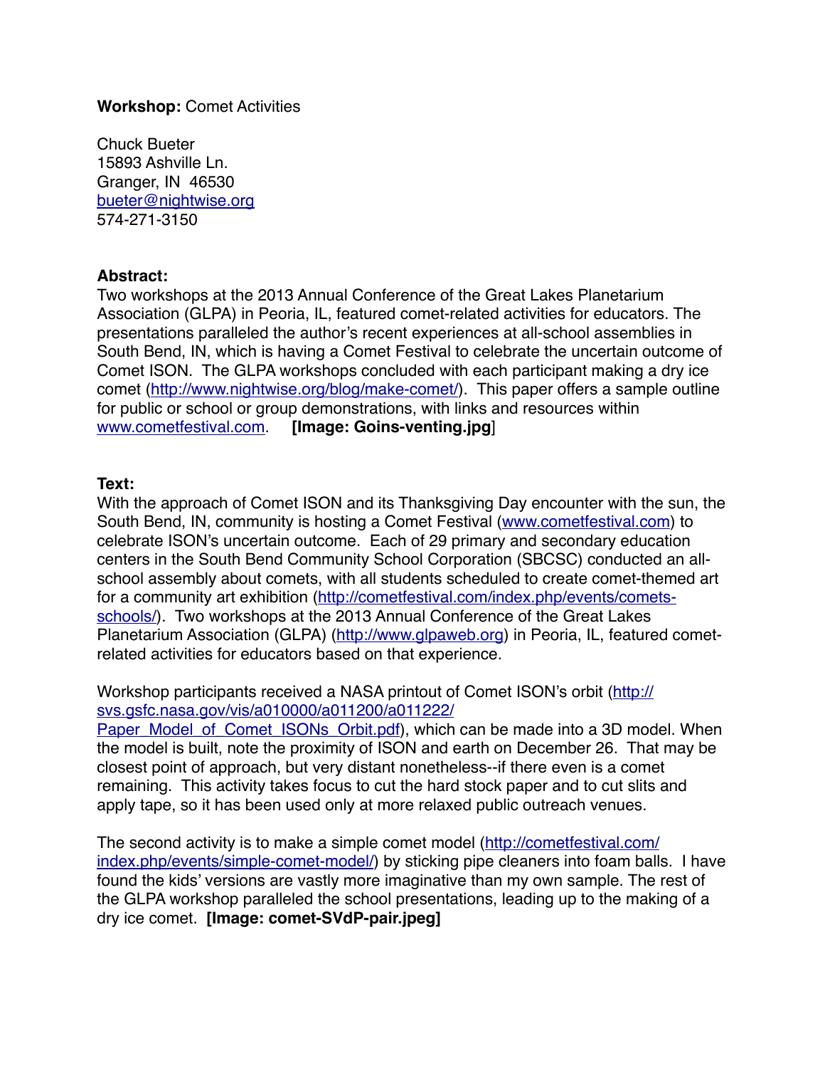**Workshop:** Comet Activities

Chuck Bueter
15893 Ashville Ln.
Granger, IN 46530
bueter@nightwise.org
574-271-3150

**Abstract:**
Two workshops at the 2013 Annual Conference of the Great Lakes Planetarium Association (GLPA) in Peoria, IL, featured comet-related activities for educators. The presentations paralleled the author's recent experiences at all-school assemblies in South Bend, IN, which is having a Comet Festival to celebrate the uncertain outcome of Comet ISON. The GLPA workshops concluded with each participant making a dry ice comet (http://www.nightwise.org/blog/make-comet/). This paper offers a sample outline for public or school or group demonstrations, with links and resources within www.cometfestival.com. **[Image: Goins-venting.jpg]**

**Text:**
With the approach of Comet ISON and its Thanksgiving Day encounter with the sun, the South Bend, IN, community is hosting a Comet Festival (www.cometfestival.com) to celebrate ISON's uncertain outcome. Each of 29 primary and secondary education centers in the South Bend Community School Corporation (SBCSC) conducted an all-school assembly about comets, with all students scheduled to create comet-themed art for a community art exhibition (http://cometfestival.com/index.php/events/comets-schools/). Two workshops at the 2013 Annual Conference of the Great Lakes Planetarium Association (GLPA) (http://www.glpaweb.org) in Peoria, IL, featured comet-related activities for educators based on that experience.

Workshop participants received a NASA printout of Comet ISON's orbit (http://svs.gsfc.nasa.gov/vis/a010000/a011200/a011222/Paper_Model_of_Comet_ISONs_Orbit.pdf), which can be made into a 3D model. When the model is built, note the proximity of ISON and earth on December 26. That may be closest point of approach, but very distant nonetheless--if there even is a comet remaining. This activity takes focus to cut the hard stock paper and to cut slits and apply tape, so it has been used only at more relaxed public outreach venues.

The second activity is to make a simple comet model (http://cometfestival.com/index.php/events/simple-comet-model/) by sticking pipe cleaners into foam balls. I have found the kids' versions are vastly more imaginative than my own sample. The rest of the GLPA workshop paralleled the school presentations, leading up to the making of a dry ice comet. **[Image: comet-SVdP-pair.jpeg]**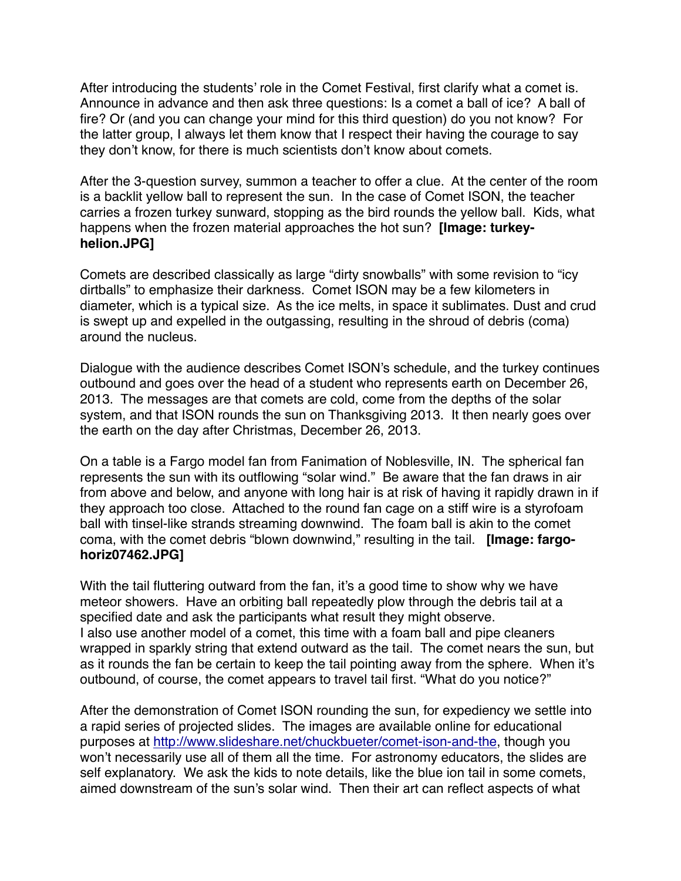After introducing the students' role in the Comet Festival, first clarify what a comet is. Announce in advance and then ask three questions: Is a comet a ball of ice? A ball of fire? Or (and you can change your mind for this third question) do you not know? For the latter group, I always let them know that I respect their having the courage to say they don't know, for there is much scientists don't know about comets.

After the 3-question survey, summon a teacher to offer a clue. At the center of the room is a backlit yellow ball to represent the sun. In the case of Comet ISON, the teacher carries a frozen turkey sunward, stopping as the bird rounds the yellow ball. Kids, what happens when the frozen material approaches the hot sun? **[Image: turkey-helion.JPG]**

Comets are described classically as large "dirty snowballs" with some revision to "icy dirtballs" to emphasize their darkness. Comet ISON may be a few kilometers in diameter, which is a typical size. As the ice melts, in space it sublimates. Dust and crud is swept up and expelled in the outgassing, resulting in the shroud of debris (coma) around the nucleus.

Dialogue with the audience describes Comet ISON's schedule, and the turkey continues outbound and goes over the head of a student who represents earth on December 26, 2013. The messages are that comets are cold, come from the depths of the solar system, and that ISON rounds the sun on Thanksgiving 2013. It then nearly goes over the earth on the day after Christmas, December 26, 2013.

On a table is a Fargo model fan from Fanimation of Noblesville, IN. The spherical fan represents the sun with its outflowing "solar wind." Be aware that the fan draws in air from above and below, and anyone with long hair is at risk of having it rapidly drawn in if they approach too close. Attached to the round fan cage on a stiff wire is a styrofoam ball with tinsel-like strands streaming downwind. The foam ball is akin to the comet coma, with the comet debris "blown downwind," resulting in the tail. **[Image: fargo-horiz07462.JPG]**

With the tail fluttering outward from the fan, it's a good time to show why we have meteor showers. Have an orbiting ball repeatedly plow through the debris tail at a specified date and ask the participants what result they might observe.
I also use another model of a comet, this time with a foam ball and pipe cleaners wrapped in sparkly string that extend outward as the tail. The comet nears the sun, but as it rounds the fan be certain to keep the tail pointing away from the sphere. When it's outbound, of course, the comet appears to travel tail first. "What do you notice?"

After the demonstration of Comet ISON rounding the sun, for expediency we settle into a rapid series of projected slides. The images are available online for educational purposes at [http://www.slideshare.net/chuckbueter/comet-ison-and-the](http://www.slideshare.net/chuckbueter/comet-ison-and-the), though you won't necessarily use all of them all the time. For astronomy educators, the slides are self explanatory. We ask the kids to note details, like the blue ion tail in some comets, aimed downstream of the sun's solar wind. Then their art can reflect aspects of what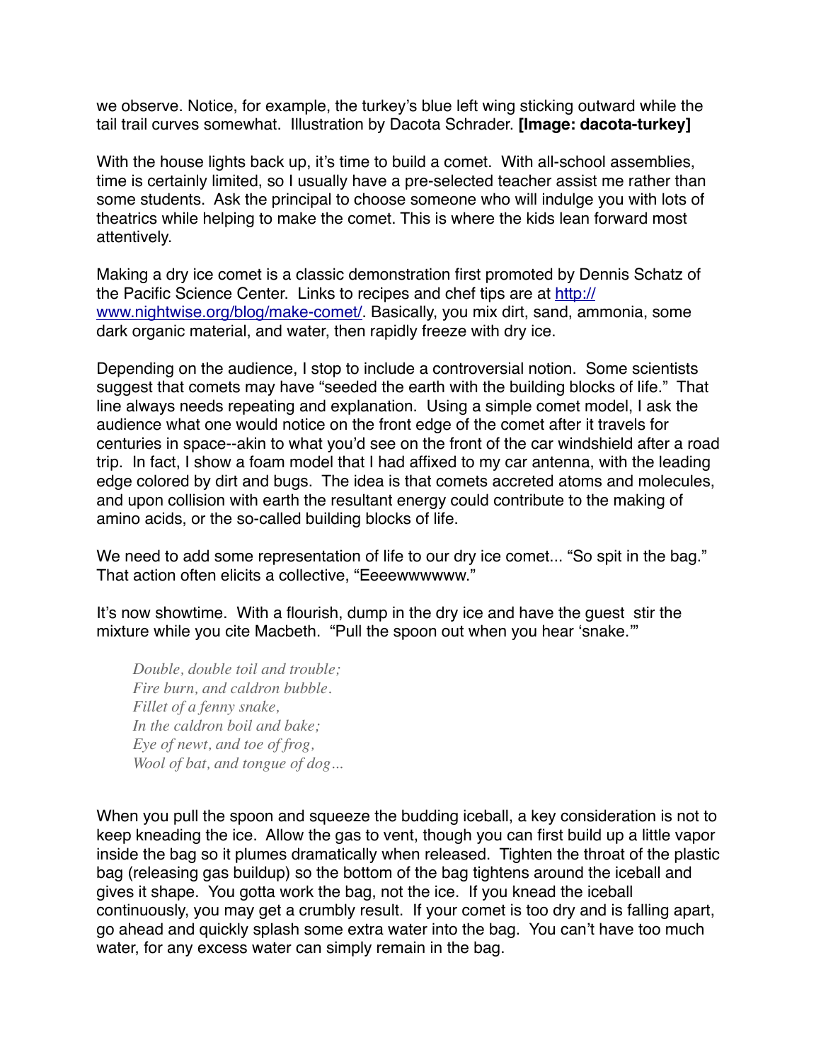we observe. Notice, for example, the turkey's blue left wing sticking outward while the tail trail curves somewhat. Illustration by Dacota Schrader. **[Image: dacota-turkey]**

With the house lights back up, it's time to build a comet. With all-school assemblies, time is certainly limited, so I usually have a pre-selected teacher assist me rather than some students. Ask the principal to choose someone who will indulge you with lots of theatrics while helping to make the comet. This is where the kids lean forward most attentively.

Making a dry ice comet is a classic demonstration first promoted by Dennis Schatz of the Pacific Science Center. Links to recipes and chef tips are at [http://www.nightwise.org/blog/make-comet/](http://www.nightwise.org/blog/make-comet/). Basically, you mix dirt, sand, ammonia, some dark organic material, and water, then rapidly freeze with dry ice.

Depending on the audience, I stop to include a controversial notion. Some scientists suggest that comets may have "seeded the earth with the building blocks of life." That line always needs repeating and explanation. Using a simple comet model, I ask the audience what one would notice on the front edge of the comet after it travels for centuries in space--akin to what you'd see on the front of the car windshield after a road trip. In fact, I show a foam model that I had affixed to my car antenna, with the leading edge colored by dirt and bugs. The idea is that comets accreted atoms and molecules, and upon collision with earth the resultant energy could contribute to the making of amino acids, or the so-called building blocks of life.

We need to add some representation of life to our dry ice comet... "So spit in the bag." That action often elicits a collective, "Eeeewwwwww."

It's now showtime. With a flourish, dump in the dry ice and have the guest stir the mixture while you cite Macbeth. "Pull the spoon out when you hear 'snake.'"

> *Double, double toil and trouble;*
> *Fire burn, and caldron bubble.*
> *Fillet of a fenny snake,*
> *In the caldron boil and bake;*
> *Eye of newt, and toe of frog,*
> *Wool of bat, and tongue of dog...*

When you pull the spoon and squeeze the budding iceball, a key consideration is not to keep kneading the ice. Allow the gas to vent, though you can first build up a little vapor inside the bag so it plumes dramatically when released. Tighten the throat of the plastic bag (releasing gas buildup) so the bottom of the bag tightens around the iceball and gives it shape. You gotta work the bag, not the ice. If you knead the iceball continuously, you may get a crumbly result. If your comet is too dry and is falling apart, go ahead and quickly splash some extra water into the bag. You can't have too much water, for any excess water can simply remain in the bag.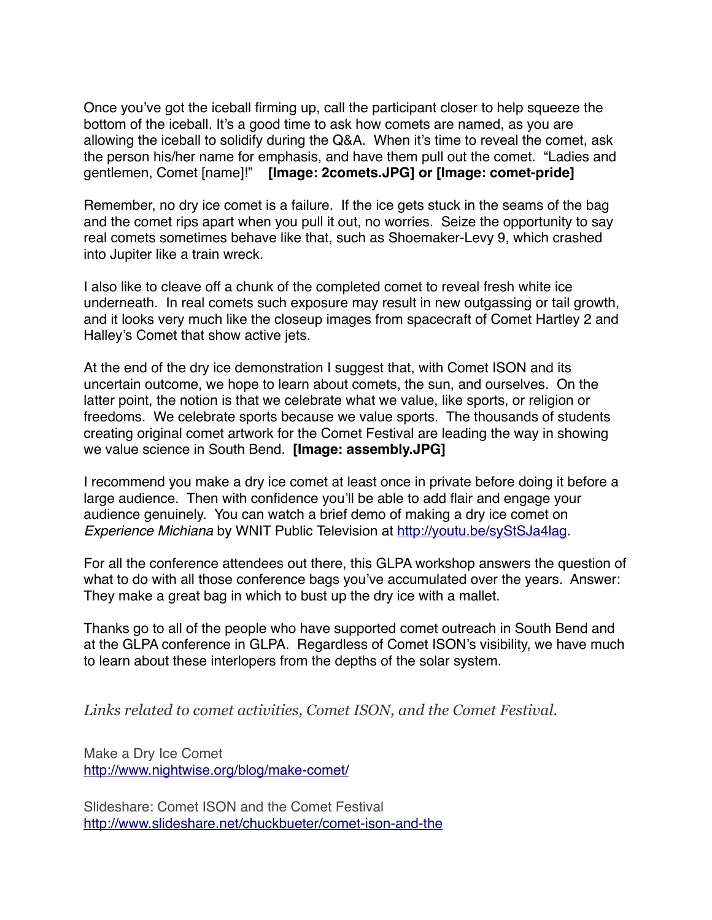Once you've got the iceball firming up, call the participant closer to help squeeze the bottom of the iceball. It's a good time to ask how comets are named, as you are allowing the iceball to solidify during the Q&A. When it's time to reveal the comet, ask the person his/her name for emphasis, and have them pull out the comet. "Ladies and gentlemen, Comet [name]!" **[Image: 2comets.JPG] or [Image: comet-pride]**

Remember, no dry ice comet is a failure. If the ice gets stuck in the seams of the bag and the comet rips apart when you pull it out, no worries. Seize the opportunity to say real comets sometimes behave like that, such as Shoemaker-Levy 9, which crashed into Jupiter like a train wreck.

I also like to cleave off a chunk of the completed comet to reveal fresh white ice underneath. In real comets such exposure may result in new outgassing or tail growth, and it looks very much like the closeup images from spacecraft of Comet Hartley 2 and Halley's Comet that show active jets.

At the end of the dry ice demonstration I suggest that, with Comet ISON and its uncertain outcome, we hope to learn about comets, the sun, and ourselves. On the latter point, the notion is that we celebrate what we value, like sports, or religion or freedoms. We celebrate sports because we value sports. The thousands of students creating original comet artwork for the Comet Festival are leading the way in showing we value science in South Bend. **[Image: assembly.JPG]**

I recommend you make a dry ice comet at least once in private before doing it before a large audience. Then with confidence you'll be able to add flair and engage your audience genuinely. You can watch a brief demo of making a dry ice comet on *Experience Michiana* by WNIT Public Television at [http://youtu.be/syStSJa4lag](http://youtu.be/syStSJa4lag).

For all the conference attendees out there, this GLPA workshop answers the question of what to do with all those conference bags you've accumulated over the years. Answer: They make a great bag in which to bust up the dry ice with a mallet.

Thanks go to all of the people who have supported comet outreach in South Bend and at the GLPA conference in GLPA. Regardless of Comet ISON's visibility, we have much to learn about these interlopers from the depths of the solar system.

*Links related to comet activities, Comet ISON, and the Comet Festival.*

Make a Dry Ice Comet
[http://www.nightwise.org/blog/make-comet/](http://www.nightwise.org/blog/make-comet/)

Slideshare: Comet ISON and the Comet Festival
[http://www.slideshare.net/chuckbueter/comet-ison-and-the](http://www.slideshare.net/chuckbueter/comet-ison-and-the)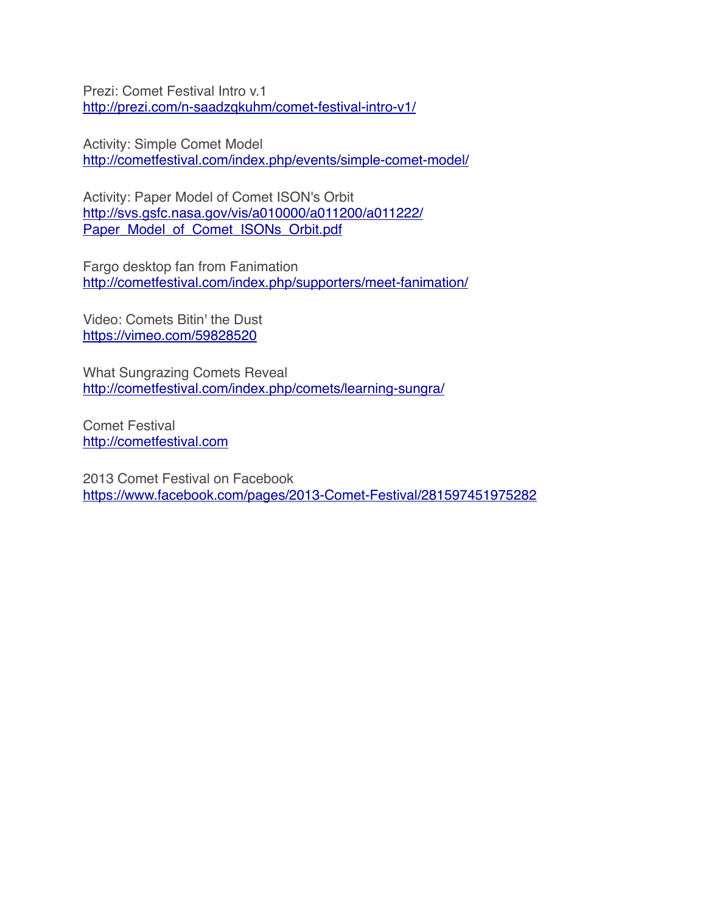Prezi: Comet Festival Intro v.1
http://prezi.com/n-saadzqkuhm/comet-festival-intro-v1/

Activity: Simple Comet Model
http://cometfestival.com/index.php/events/simple-comet-model/

Activity: Paper Model of Comet ISON's Orbit
http://svs.gsfc.nasa.gov/vis/a010000/a011200/a011222/Paper_Model_of_Comet_ISONs_Orbit.pdf

Fargo desktop fan from Fanimation
http://cometfestival.com/index.php/supporters/meet-fanimation/

Video: Comets Bitin' the Dust
https://vimeo.com/59828520

What Sungrazing Comets Reveal
http://cometfestival.com/index.php/comets/learning-sungra/

Comet Festival
http://cometfestival.com

2013 Comet Festival on Facebook
https://www.facebook.com/pages/2013-Comet-Festival/281597451975282